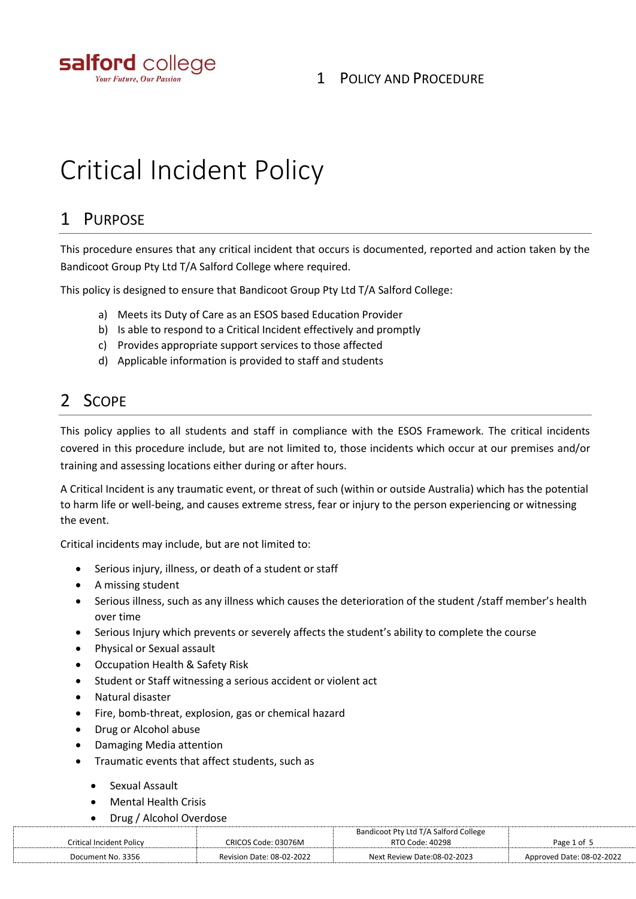# Critical Incident Policy

## 1 Purpose

This procedure ensures that any critical incident that occurs is documented, reported and action taken by the Bandicoot Group Pty Ltd T/A Salford College where required.

This policy is designed to ensure that Bandicoot Group Pty Ltd T/A Salford College:

a) Meets its Duty of Care as an ESOS based Education Provider
b) Is able to respond to a Critical Incident effectively and promptly
c) Provides appropriate support services to those affected
d) Applicable information is provided to staff and students

## 2 Scope

This policy applies to all students and staff in compliance with the ESOS Framework. The critical incidents covered in this procedure include, but are not limited to, those incidents which occur at our premises and/or training and assessing locations either during or after hours.

A Critical Incident is any traumatic event, or threat of such (within or outside Australia) which has the potential to harm life or well-being, and causes extreme stress, fear or injury to the person experiencing or witnessing the event.

Critical incidents may include, but are not limited to:

- Serious injury, illness, or death of a student or staff
- A missing student
- Serious illness, such as any illness which causes the deterioration of the student /staff member's health over time
- Serious Injury which prevents or severely affects the student's ability to complete the course
- Physical or Sexual assault
- Occupation Health & Safety Risk
- Student or Staff witnessing a serious accident or violent act
- Natural disaster
- Fire, bomb-threat, explosion, gas or chemical hazard
- Drug or Alcohol abuse
- Damaging Media attention
- Traumatic events that affect students, such as
  - Sexual Assault
  - Mental Health Crisis
  - Drug / Alcohol Overdose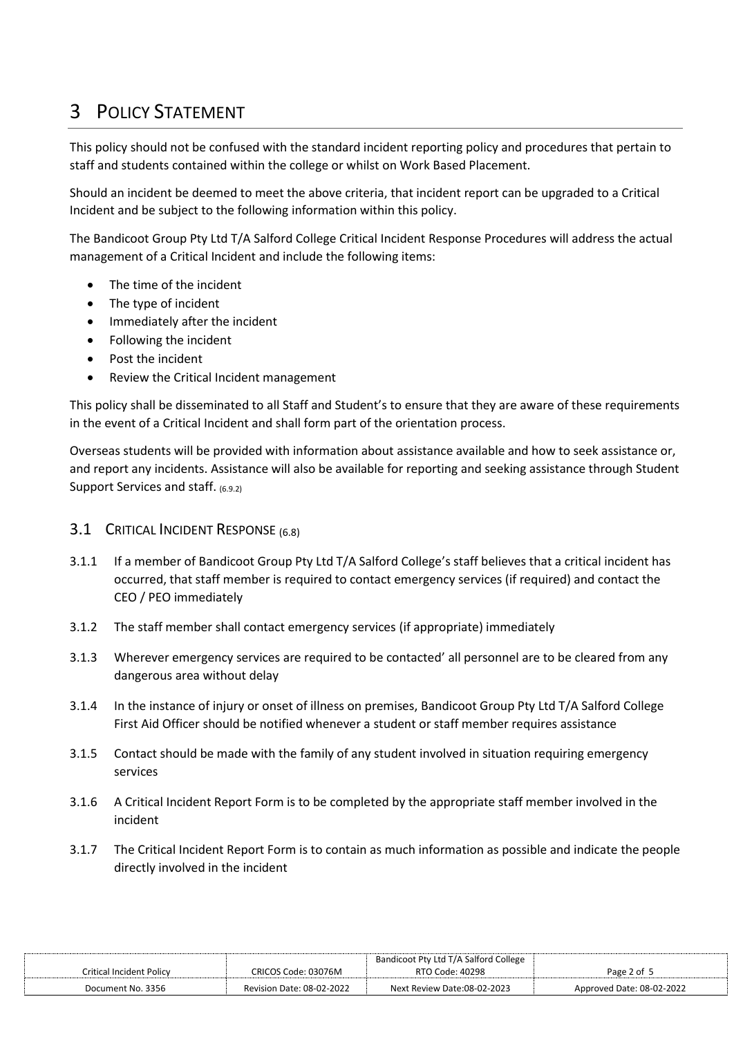# 3 Policy Statement

This policy should not be confused with the standard incident reporting policy and procedures that pertain to staff and students contained within the college or whilst on Work Based Placement.

Should an incident be deemed to meet the above criteria, that incident report can be upgraded to a Critical Incident and be subject to the following information within this policy.

The Bandicoot Group Pty Ltd T/A Salford College Critical Incident Response Procedures will address the actual management of a Critical Incident and include the following items:

- The time of the incident
- The type of incident
- Immediately after the incident
- Following the incident
- Post the incident
- Review the Critical Incident management

This policy shall be disseminated to all Staff and Student's to ensure that they are aware of these requirements in the event of a Critical Incident and shall form part of the orientation process.

Overseas students will be provided with information about assistance available and how to seek assistance or, and report any incidents. Assistance will also be available for reporting and seeking assistance through Student Support Services and staff. (6.9.2)

## 3.1 Critical Incident Response (6.8)

3.1.1 If a member of Bandicoot Group Pty Ltd T/A Salford College's staff believes that a critical incident has occurred, that staff member is required to contact emergency services (if required) and contact the CEO / PEO immediately

3.1.2 The staff member shall contact emergency services (if appropriate) immediately

3.1.3 Wherever emergency services are required to be contacted' all personnel are to be cleared from any dangerous area without delay

3.1.4 In the instance of injury or onset of illness on premises, Bandicoot Group Pty Ltd T/A Salford College First Aid Officer should be notified whenever a student or staff member requires assistance

3.1.5 Contact should be made with the family of any student involved in situation requiring emergency services

3.1.6 A Critical Incident Report Form is to be completed by the appropriate staff member involved in the incident

3.1.7 The Critical Incident Report Form is to contain as much information as possible and indicate the people directly involved in the incident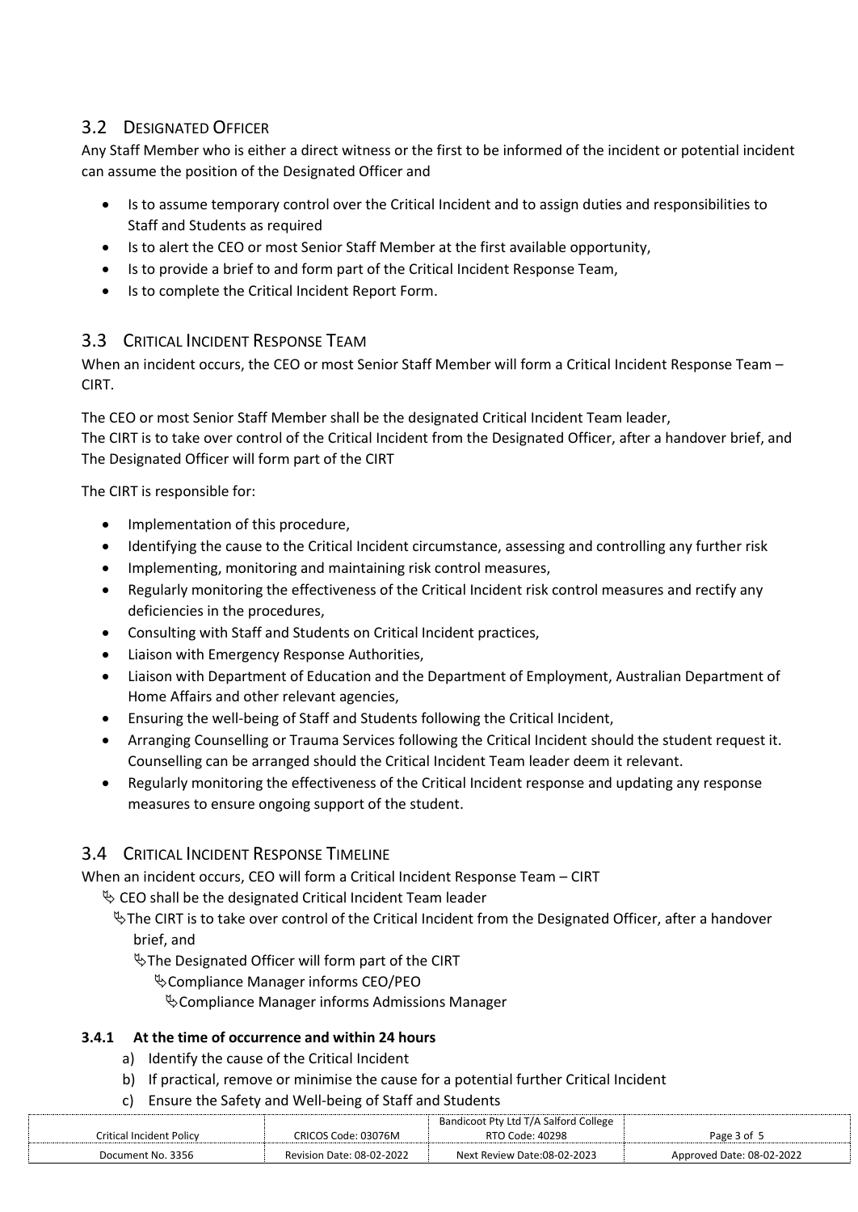## 3.2 Designated Officer

Any Staff Member who is either a direct witness or the first to be informed of the incident or potential incident can assume the position of the Designated Officer and

- Is to assume temporary control over the Critical Incident and to assign duties and responsibilities to Staff and Students as required
- Is to alert the CEO or most Senior Staff Member at the first available opportunity,
- Is to provide a brief to and form part of the Critical Incident Response Team,
- Is to complete the Critical Incident Report Form.

## 3.3 Critical Incident Response Team

When an incident occurs, the CEO or most Senior Staff Member will form a Critical Incident Response Team – CIRT.

The CEO or most Senior Staff Member shall be the designated Critical Incident Team leader,
The CIRT is to take over control of the Critical Incident from the Designated Officer, after a handover brief, and
The Designated Officer will form part of the CIRT

The CIRT is responsible for:

- Implementation of this procedure,
- Identifying the cause to the Critical Incident circumstance, assessing and controlling any further risk
- Implementing, monitoring and maintaining risk control measures,
- Regularly monitoring the effectiveness of the Critical Incident risk control measures and rectify any deficiencies in the procedures,
- Consulting with Staff and Students on Critical Incident practices,
- Liaison with Emergency Response Authorities,
- Liaison with Department of Education and the Department of Employment, Australian Department of Home Affairs and other relevant agencies,
- Ensuring the well-being of Staff and Students following the Critical Incident,
- Arranging Counselling or Trauma Services following the Critical Incident should the student request it. Counselling can be arranged should the Critical Incident Team leader deem it relevant.
- Regularly monitoring the effectiveness of the Critical Incident response and updating any response measures to ensure ongoing support of the student.

## 3.4 Critical Incident Response Timeline

When an incident occurs, CEO will form a Critical Incident Response Team – CIRT

- CEO shall be the designated Critical Incident Team leader
  - The CIRT is to take over control of the Critical Incident from the Designated Officer, after a handover brief, and
    - The Designated Officer will form part of the CIRT
      - Compliance Manager informs CEO/PEO
        - Compliance Manager informs Admissions Manager

### 3.4.1 At the time of occurrence and within 24 hours

a) Identify the cause of the Critical Incident
b) If practical, remove or minimise the cause for a potential further Critical Incident
c) Ensure the Safety and Well-being of Staff and Students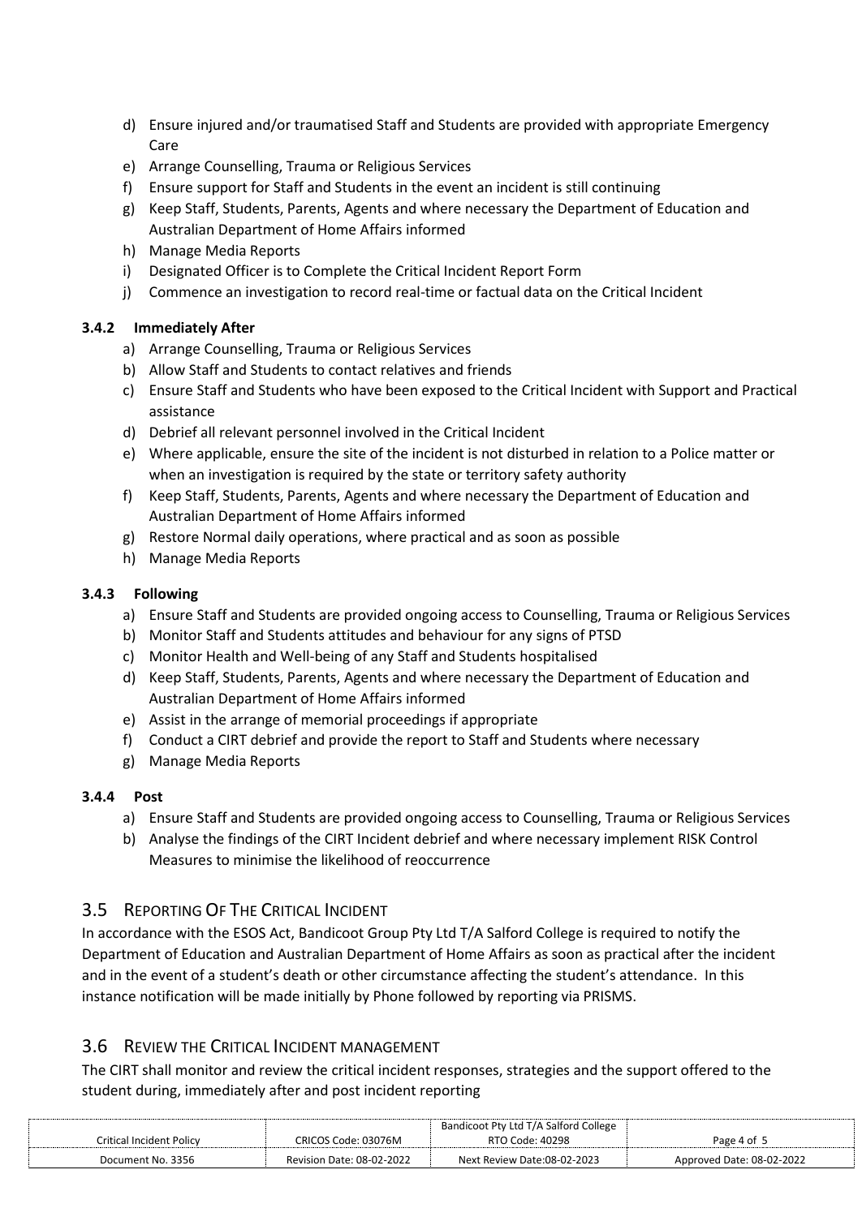d) Ensure injured and/or traumatised Staff and Students are provided with appropriate Emergency Care
e) Arrange Counselling, Trauma or Religious Services
f) Ensure support for Staff and Students in the event an incident is still continuing
g) Keep Staff, Students, Parents, Agents and where necessary the Department of Education and Australian Department of Home Affairs informed
h) Manage Media Reports
i) Designated Officer is to Complete the Critical Incident Report Form
j) Commence an investigation to record real-time or factual data on the Critical Incident

### 3.4.2 Immediately After

a) Arrange Counselling, Trauma or Religious Services
b) Allow Staff and Students to contact relatives and friends
c) Ensure Staff and Students who have been exposed to the Critical Incident with Support and Practical assistance
d) Debrief all relevant personnel involved in the Critical Incident
e) Where applicable, ensure the site of the incident is not disturbed in relation to a Police matter or when an investigation is required by the state or territory safety authority
f) Keep Staff, Students, Parents, Agents and where necessary the Department of Education and Australian Department of Home Affairs informed
g) Restore Normal daily operations, where practical and as soon as possible
h) Manage Media Reports

### 3.4.3 Following

a) Ensure Staff and Students are provided ongoing access to Counselling, Trauma or Religious Services
b) Monitor Staff and Students attitudes and behaviour for any signs of PTSD
c) Monitor Health and Well-being of any Staff and Students hospitalised
d) Keep Staff, Students, Parents, Agents and where necessary the Department of Education and Australian Department of Home Affairs informed
e) Assist in the arrange of memorial proceedings if appropriate
f) Conduct a CIRT debrief and provide the report to Staff and Students where necessary
g) Manage Media Reports

### 3.4.4 Post

a) Ensure Staff and Students are provided ongoing access to Counselling, Trauma or Religious Services
b) Analyse the findings of the CIRT Incident debrief and where necessary implement RISK Control Measures to minimise the likelihood of reoccurrence

## 3.5 Reporting Of The Critical Incident

In accordance with the ESOS Act, Bandicoot Group Pty Ltd T/A Salford College is required to notify the Department of Education and Australian Department of Home Affairs as soon as practical after the incident and in the event of a student's death or other circumstance affecting the student's attendance. In this instance notification will be made initially by Phone followed by reporting via PRISMS.

## 3.6 Review The Critical Incident Management

The CIRT shall monitor and review the critical incident responses, strategies and the support offered to the student during, immediately after and post incident reporting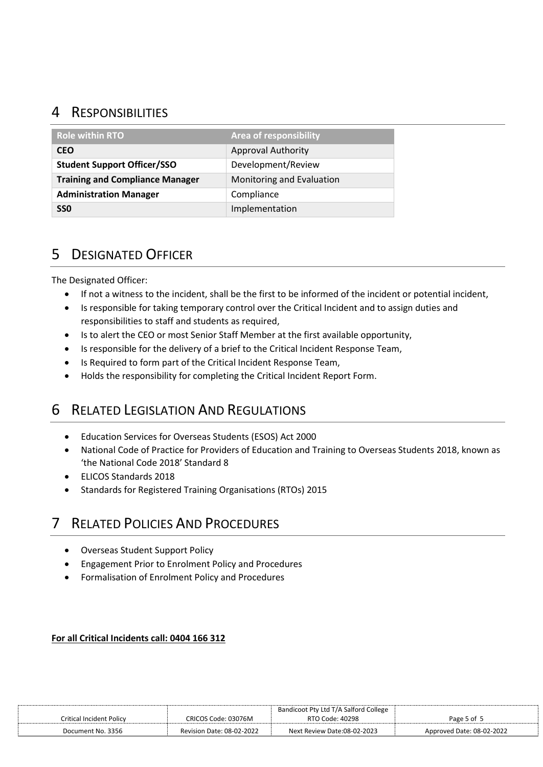# 4 RESPONSIBILITIES

| Role within RTO | Area of responsibility |
|---|---|
| **CEO** | Approval Authority |
| **Student Support Officer/SSO** | Development/Review |
| **Training and Compliance Manager** | Monitoring and Evaluation |
| **Administration Manager** | Compliance |
| **SS0** | Implementation |

# 5 DESIGNATED OFFICER

The Designated Officer:

- If not a witness to the incident, shall be the first to be informed of the incident or potential incident,
- Is responsible for taking temporary control over the Critical Incident and to assign duties and responsibilities to staff and students as required,
- Is to alert the CEO or most Senior Staff Member at the first available opportunity,
- Is responsible for the delivery of a brief to the Critical Incident Response Team,
- Is Required to form part of the Critical Incident Response Team,
- Holds the responsibility for completing the Critical Incident Report Form.

# 6 RELATED LEGISLATION AND REGULATIONS

- Education Services for Overseas Students (ESOS) Act 2000
- National Code of Practice for Providers of Education and Training to Overseas Students 2018, known as 'the National Code 2018' Standard 8
- ELICOS Standards 2018
- Standards for Registered Training Organisations (RTOs) 2015

# 7 RELATED POLICIES AND PROCEDURES

- Overseas Student Support Policy
- Engagement Prior to Enrolment Policy and Procedures
- Formalisation of Enrolment Policy and Procedures

**For all Critical Incidents call: 0404 166 312**